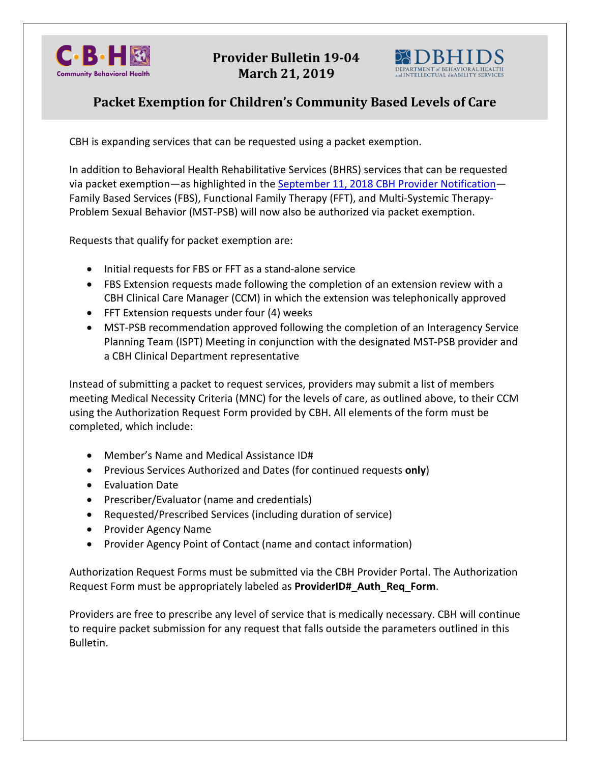**Provider Bulletin 19-04**
**March 21, 2019**

# Packet Exemption for Children's Community Based Levels of Care

CBH is expanding services that can be requested using a packet exemption.

In addition to Behavioral Health Rehabilitative Services (BHRS) services that can be requested via packet exemption—as highlighted in the September 11, 2018 CBH Provider Notification—Family Based Services (FBS), Functional Family Therapy (FFT), and Multi-Systemic Therapy-Problem Sexual Behavior (MST-PSB) will now also be authorized via packet exemption.

Requests that qualify for packet exemption are:

- Initial requests for FBS or FFT as a stand-alone service
- FBS Extension requests made following the completion of an extension review with a CBH Clinical Care Manager (CCM) in which the extension was telephonically approved
- FFT Extension requests under four (4) weeks
- MST-PSB recommendation approved following the completion of an Interagency Service Planning Team (ISPT) Meeting in conjunction with the designated MST-PSB provider and a CBH Clinical Department representative

Instead of submitting a packet to request services, providers may submit a list of members meeting Medical Necessity Criteria (MNC) for the levels of care, as outlined above, to their CCM using the Authorization Request Form provided by CBH. All elements of the form must be completed, which include:

- Member's Name and Medical Assistance ID#
- Previous Services Authorized and Dates (for continued requests **only**)
- Evaluation Date
- Prescriber/Evaluator (name and credentials)
- Requested/Prescribed Services (including duration of service)
- Provider Agency Name
- Provider Agency Point of Contact (name and contact information)

Authorization Request Forms must be submitted via the CBH Provider Portal. The Authorization Request Form must be appropriately labeled as **ProviderID#_Auth_Req_Form**.

Providers are free to prescribe any level of service that is medically necessary. CBH will continue to require packet submission for any request that falls outside the parameters outlined in this Bulletin.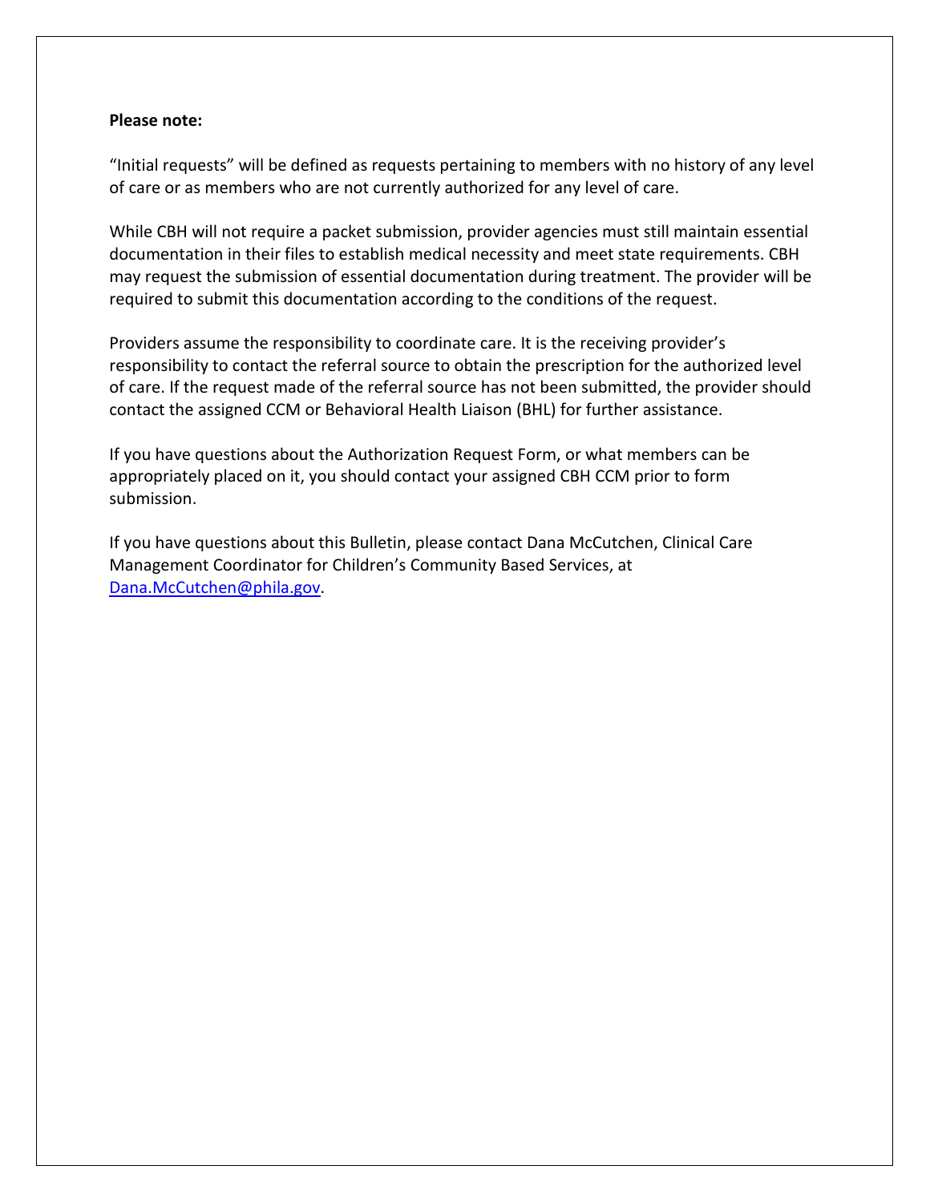**Please note:**

“Initial requests” will be defined as requests pertaining to members with no history of any level of care or as members who are not currently authorized for any level of care.

While CBH will not require a packet submission, provider agencies must still maintain essential documentation in their files to establish medical necessity and meet state requirements. CBH may request the submission of essential documentation during treatment. The provider will be required to submit this documentation according to the conditions of the request.

Providers assume the responsibility to coordinate care. It is the receiving provider’s responsibility to contact the referral source to obtain the prescription for the authorized level of care. If the request made of the referral source has not been submitted, the provider should contact the assigned CCM or Behavioral Health Liaison (BHL) for further assistance.

If you have questions about the Authorization Request Form, or what members can be appropriately placed on it, you should contact your assigned CBH CCM prior to form submission.

If you have questions about this Bulletin, please contact Dana McCutchen, Clinical Care Management Coordinator for Children’s Community Based Services, at Dana.McCutchen@phila.gov.